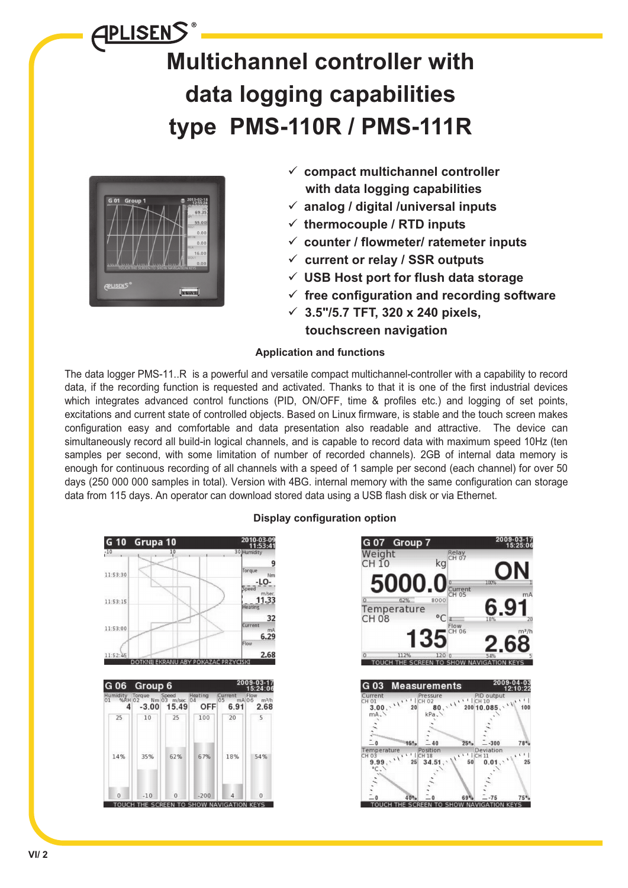# Multichannel controller with data logging capabilities type PMS-110R / PMS-111R

- ✓ compact multichannel controller with data logging capabilities
- ✓ analog / digital /universal inputs
- ✓ thermocouple / RTD inputs
- ✓ counter / flowmeter/ ratemeter inputs
- ✓ current or relay / SSR outputs
- ✓ USB Host port for flush data storage
- ✓ free configuration and recording software
- ✓ 3.5"/5.7 TFT, 320 x 240 pixels, touchscreen navigation

### Application and functions

The data logger PMS-11..R is a powerful and versatile compact multichannel-controller with a capability to record data, if the recording function is requested and activated. Thanks to that it is one of the first industrial devices which integrates advanced control functions (PID, ON/OFF, time & profiles etc.) and logging of set points, excitations and current state of controlled objects. Based on Linux firmware, is stable and the touch screen makes configuration easy and comfortable and data presentation also readable and attractive. The device can simultaneously record all build-in logical channels, and is capable to record data with maximum speed 10Hz (ten samples per second, with some limitation of number of recorded channels). 2GB of internal data memory is enough for continuous recording of all channels with a speed of 1 sample per second (each channel) for over 50 days (250 000 000 samples in total). Version with 4BG. internal memory with the same configuration can storage data from 115 days. An operator can download stored data using a USB flash disk or via Ethernet.

### Display configuration option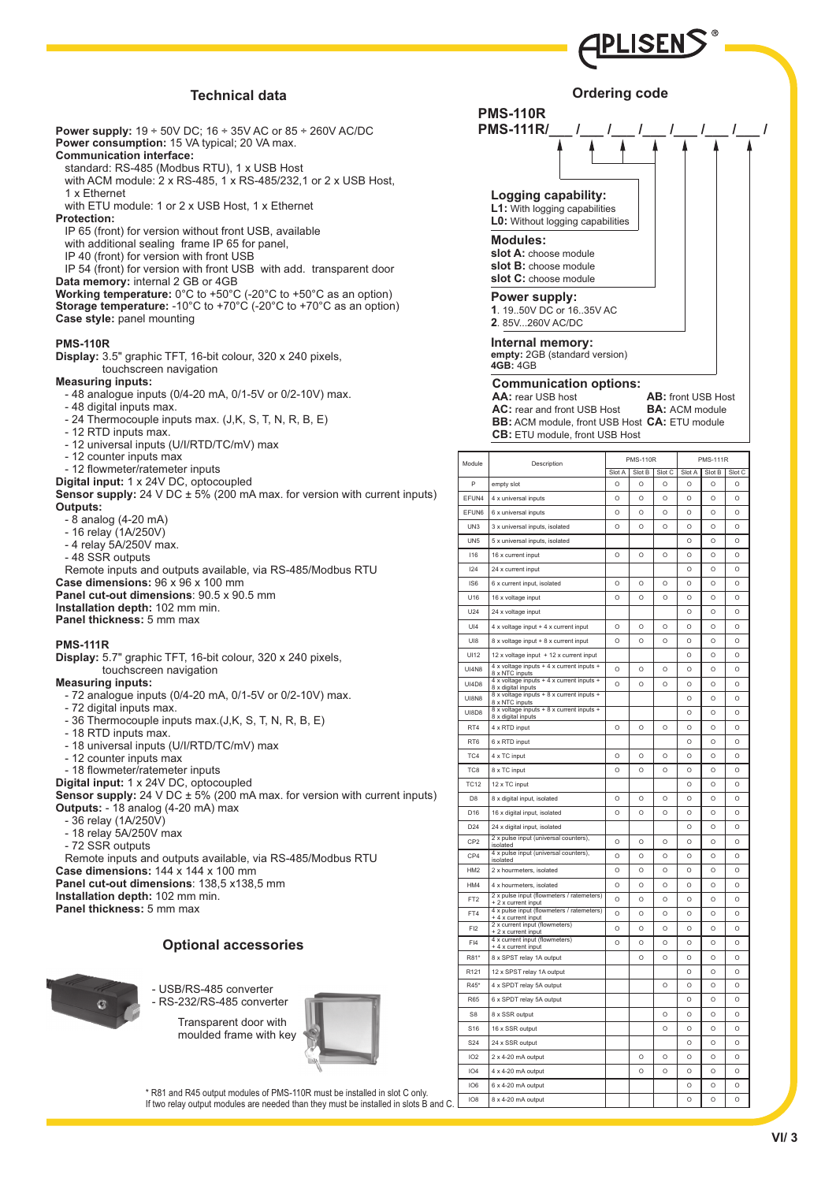## Technical data

**Power supply:** 19 ÷ 50V DC; 16 ÷ 35V AC or 85 ÷ 260V AC/DC
**Power consumption:** 15 VA typical; 20 VA max.
**Communication interface:**
standard: RS-485 (Modbus RTU), 1 x USB Host
with ACM module: 2 x RS-485, 1 x RS-485/232,1 or 2 x USB Host, 1 x Ethernet
with ETU module: 1 or 2 x USB Host, 1 x Ethernet
**Protection:**
IP 65 (front) for version without front USB, available with additional sealing frame IP 65 for panel,
IP 40 (front) for version with front USB
IP 54 (front) for version with front USB with add. transparent door
**Data memory:** internal 2 GB or 4GB
**Working temperature:** 0°C to +50°C (-20°C to +50°C as an option)
**Storage temperature:** -10°C to +70°C (-20°C to +70°C as an option)
**Case style:** panel mounting

### PMS-110R

**Display:** 3.5" graphic TFT, 16-bit colour, 320 x 240 pixels, touchscreen navigation
**Measuring inputs:**
- 48 analogue inputs (0/4-20 mA, 0/1-5V or 0/2-10V) max.
- 48 digital inputs max.
- 24 Thermocouple inputs max. (J,K, S, T, N, R, B, E)
- 12 RTD inputs max.
- 12 universal inputs (U/I/RTD/TC/mV) max
- 12 counter inputs max
- 12 flowmeter/ratemeter inputs

**Digital input:** 1 x 24V DC, optocoupled
**Sensor supply:** 24 V DC ± 5% (200 mA max. for version with current inputs)
**Outputs:**
- 8 analog (4-20 mA)
- 16 relay (1A/250V)
- 4 relay 5A/250V max.
- 48 SSR outputs

Remote inputs and outputs available, via RS-485/Modbus RTU
**Case dimensions:** 96 x 96 x 100 mm
**Panel cut-out dimensions:** 90.5 x 90.5 mm
**Installation depth:** 102 mm min.
**Panel thickness:** 5 mm max

### PMS-111R

**Display:** 5.7" graphic TFT, 16-bit colour, 320 x 240 pixels, touchscreen navigation
**Measuring inputs:**
- 72 analogue inputs (0/4-20 mA, 0/1-5V or 0/2-10V) max.
- 72 digital inputs max.
- 36 Thermocouple inputs max.(J,K, S, T, N, R, B, E)
- 18 RTD inputs max.
- 18 universal inputs (U/I/RTD/TC/mV) max
- 12 counter inputs max
- 18 flowmeter/ratemeter inputs

**Digital input:** 1 x 24V DC, optocoupled
**Sensor supply:** 24 V DC ± 5% (200 mA max. for version with current inputs)
**Outputs:** - 18 analog (4-20 mA) max
- 36 relay (1A/250V)
- 18 relay 5A/250V max
- 72 SSR outputs

Remote inputs and outputs available, via RS-485/Modbus RTU
**Case dimensions:** 144 x 144 x 100 mm
**Panel cut-out dimensions:** 138,5 x138,5 mm
**Installation depth:** 102 mm min.
**Panel thickness:** 5 mm max

## Optional accessories

- USB/RS-485 converter
- RS-232/RS-485 converter

Transparent door with moulded frame with key

\* R81 and R45 output modules of PMS-110R must be installed in slot C only.
If two relay output modules are needed than they must be installed in slots B and C.

## Ordering code

**PMS-110R**
**PMS-111R/\_\_\_ /\_\_\_ /\_\_\_ /\_\_\_ /\_\_\_ /\_\_\_ /\_\_\_ /**

**Logging capability:**
**L1:** With logging capabilities
**L0:** Without logging capabilities

**Modules:**
**slot A:** choose module
**slot B:** choose module
**slot C:** choose module

**Power supply:**
**1**. 19..50V DC or 16..35V AC
**2**. 85V...260V AC/DC

**Internal memory:**
**empty:** 2GB (standard version)
**4GB:** 4GB

**Communication options:**
**AA:** rear USB host
**AB:** front USB Host
**AC:** rear and front USB Host
**BA:** ACM module
**BB:** ACM module, front USB Host
**CA:** ETU module
**CB:** ETU module, front USB Host

| Module | Description | PMS-110R | | | PMS-111R | | |
|---|---|---|---|---|---|---|---|
| | | Slot A | Slot B | Slot C | Slot A | Slot B | Slot C |
| P | empty slot | O | O | O | O | O | O |
| EFUN4 | 4 x universal inputs | O | O | O | O | O | O |
| EFUN6 | 6 x universal inputs | O | O | O | O | O | O |
| UN3 | 3 x universal inputs, isolated | O | O | O | O | O | O |
| UN5 | 5 x universal inputs, isolated | | | | O | O | O |
| I16 | 16 x current input | O | O | O | O | O | O |
| I24 | 24 x current input | | | | O | O | O |
| IS6 | 6 x current input, isolated | O | O | O | O | O | O |
| U16 | 16 x voltage input | O | O | O | O | O | O |
| U24 | 24 x voltage input | | | | O | O | O |
| UI4 | 4 x voltage input + 4 x current input | O | O | O | O | O | O |
| UI8 | 8 x voltage input + 8 x current input | O | O | O | O | O | O |
| UI12 | 12 x voltage input + 12 x current input | | | | O | O | O |
| UI4N8 | 4 x voltage inputs + 4 x current inputs + 8 x NTC inputs | O | O | O | O | O | O |
| UI4D8 | 4 x voltage inputs + 4 x current inputs + 8 x digital inputs | O | O | O | O | O | O |
| UI8N8 | 8 x voltage inputs + 8 x current inputs + 8 x NTC inputs | | | | O | O | O |
| UI8D8 | 8 x voltage inputs + 8 x current inputs + 8 x digital inputs | | | | O | O | O |
| RT4 | 4 x RTD input | O | O | O | O | O | O |
| RT6 | 6 x RTD input | | | | O | O | O |
| TC4 | 4 x TC input | O | O | O | O | O | O |
| TC8 | 8 x TC input | O | O | O | O | O | O |
| TC12 | 12 x TC input | | | | O | O | O |
| D8 | 8 x digital input, isolated | O | O | O | O | O | O |
| D16 | 16 x digital input, isolated | O | O | O | O | O | O |
| D24 | 24 x digital input, isolated | | | | O | O | O |
| CP2 | 2 x pulse input (universal counters), isolated | O | O | O | O | O | O |
| CP4 | 4 x pulse input (universal counters), isolated | O | O | O | O | O | O |
| HM2 | 2 x hourmeters, isolated | O | O | O | O | O | O |
| HM4 | 4 x hourmeters, isolated | O | O | O | O | O | O |
| FT2 | 2 x pulse input (flowmeters / ratemeters) + 2 x current input | O | O | O | O | O | O |
| FT4 | 4 x pulse input (flowmeters / ratemeters) + 4 x current input | O | O | O | O | O | O |
| FI2 | 2 x current input (flowmeters) + 2 x current input | O | O | O | O | O | O |
| FI4 | 4 x current input (flowmeters) + 4 x current input | O | O | O | O | O | O |
| R81* | 8 x SPST relay 1A output | | O | O | O | O | O |
| R121 | 12 x SPST relay 1A output | | | | O | O | O |
| R45* | 4 x SPDT relay 5A output | | | O | O | O | O |
| R65 | 6 x SPDT relay 5A output | | | | O | O | O |
| S8 | 8 x SSR output | | | O | O | O | O |
| S16 | 16 x SSR output | | | O | O | O | O |
| S24 | 24 x SSR output | | | | O | O | O |
| IO2 | 2 x 4-20 mA output | | O | O | O | O | O |
| IO4 | 4 x 4-20 mA output | | O | O | O | O | O |
| IO6 | 6 x 4-20 mA output | | | | O | O | O |
| IO8 | 8 x 4-20 mA output | | | | O | O | O |